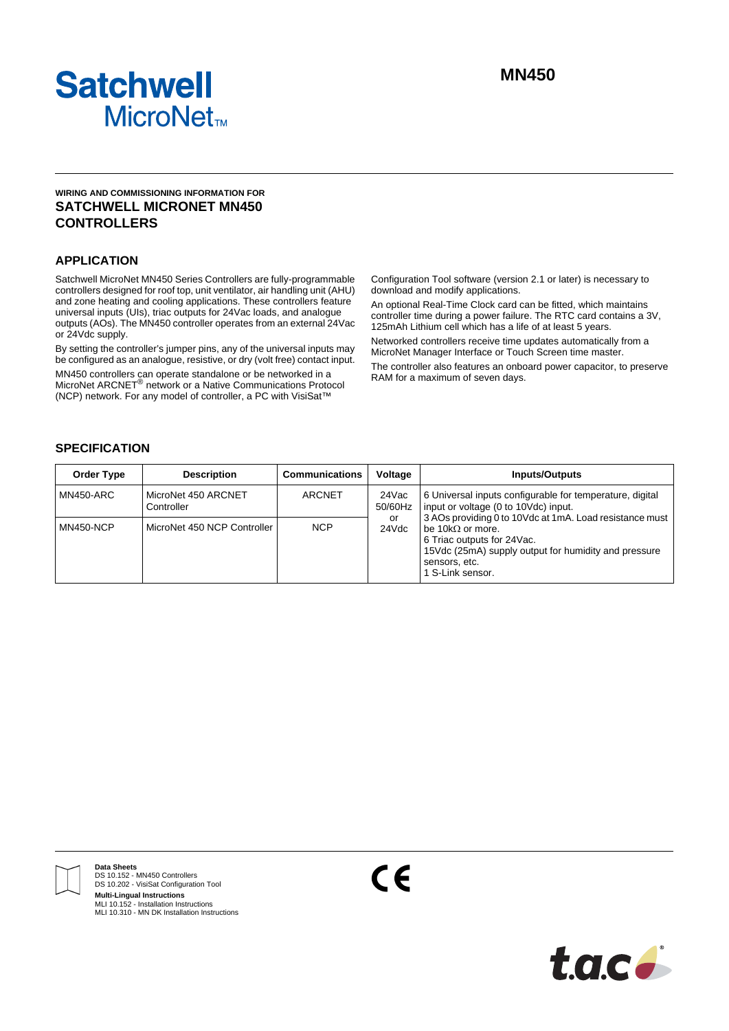Satchwell
MicroNet™

**MN450**

#### WIRING AND COMMISSIONING INFORMATION FOR

# SATCHWELL MICRONET MN450 CONTROLLERS

## APPLICATION

Satchwell MicroNet MN450 Series Controllers are fully-programmable controllers designed for roof top, unit ventilator, air handling unit (AHU) and zone heating and cooling applications. These controllers feature universal inputs (UIs), triac outputs for 24Vac loads, and analogue outputs (AOs). The MN450 controller operates from an external 24Vac or 24Vdc supply.

By setting the controller's jumper pins, any of the universal inputs may be configured as an analogue, resistive, or dry (volt free) contact input.

MN450 controllers can operate standalone or be networked in a MicroNet ARCNET® network or a Native Communications Protocol (NCP) network. For any model of controller, a PC with VisiSat™ Configuration Tool software (version 2.1 or later) is necessary to download and modify applications.

An optional Real-Time Clock card can be fitted, which maintains controller time during a power failure. The RTC card contains a 3V, 125mAh Lithium cell which has a life of at least 5 years.

Networked controllers receive time updates automatically from a MicroNet Manager Interface or Touch Screen time master.

The controller also features an onboard power capacitor, to preserve RAM for a maximum of seven days.

## SPECIFICATION

| Order Type | Description | Communications | Voltage | Inputs/Outputs |
|---|---|---|---|---|
| MN450-ARC | MicroNet 450 ARCNET Controller | ARCNET | 24Vac 50/60Hz or 24Vdc | 6 Universal inputs configurable for temperature, digital input or voltage (0 to 10Vdc) input.<br>3 AOs providing 0 to 10Vdc at 1mA. Load resistance must be 10kΩ or more.<br>6 Triac outputs for 24Vac.<br>15Vdc (25mA) supply output for humidity and pressure sensors, etc.<br>1 S-Link sensor. |
| MN450-NCP | MicroNet 450 NCP Controller | NCP | | |

**Data Sheets**
DS 10.152 - MN450 Controllers
DS 10.202 - VisiSat Configuration Tool

**Multi-Lingual Instructions**
MLI 10.152 - Installation Instructions
MLI 10.310 - MN DK Installation Instructions

CE

t.a.c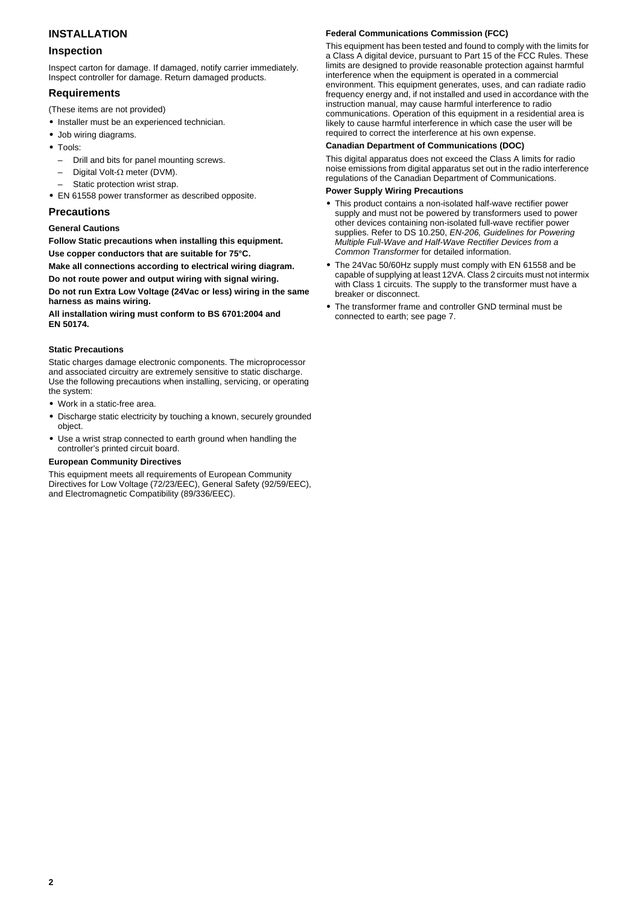# INSTALLATION

## Inspection

Inspect carton for damage. If damaged, notify carrier immediately. Inspect controller for damage. Return damaged products.

## Requirements

(These items are not provided)

- Installer must be an experienced technician.
- Job wiring diagrams.
- Tools:
  - Drill and bits for panel mounting screws.
  - Digital Volt-Ω meter (DVM).
  - Static protection wrist strap.
- EN 61558 power transformer as described opposite.

## Precautions

### General Cautions

**Follow Static precautions when installing this equipment.**

**Use copper conductors that are suitable for 75°C.**

**Make all connections according to electrical wiring diagram.**

**Do not route power and output wiring with signal wiring.**

**Do not run Extra Low Voltage (24Vac or less) wiring in the same harness as mains wiring.**

**All installation wiring must conform to BS 6701:2004 and EN 50174.**

### Static Precautions

Static charges damage electronic components. The microprocessor and associated circuitry are extremely sensitive to static discharge. Use the following precautions when installing, servicing, or operating the system:

- Work in a static-free area.
- Discharge static electricity by touching a known, securely grounded object.
- Use a wrist strap connected to earth ground when handling the controller's printed circuit board.

### European Community Directives

This equipment meets all requirements of European Community Directives for Low Voltage (72/23/EEC), General Safety (92/59/EEC), and Electromagnetic Compatibility (89/336/EEC).

### Federal Communications Commission (FCC)

This equipment has been tested and found to comply with the limits for a Class A digital device, pursuant to Part 15 of the FCC Rules. These limits are designed to provide reasonable protection against harmful interference when the equipment is operated in a commercial environment. This equipment generates, uses, and can radiate radio frequency energy and, if not installed and used in accordance with the instruction manual, may cause harmful interference to radio communications. Operation of this equipment in a residential area is likely to cause harmful interference in which case the user will be required to correct the interference at his own expense.

### Canadian Department of Communications (DOC)

This digital apparatus does not exceed the Class A limits for radio noise emissions from digital apparatus set out in the radio interference regulations of the Canadian Department of Communications.

### Power Supply Wiring Precautions

- This product contains a non-isolated half-wave rectifier power supply and must not be powered by transformers used to power other devices containing non-isolated full-wave rectifier power supplies. Refer to DS 10.250, *EN-206, Guidelines for Powering Multiple Full-Wave and Half-Wave Rectifier Devices from a Common Transformer* for detailed information.
- The 24Vac 50/60Hz supply must comply with EN 61558 and be capable of supplying at least 12VA. Class 2 circuits must not intermix with Class 1 circuits. The supply to the transformer must have a breaker or disconnect.
- The transformer frame and controller GND terminal must be connected to earth; see page 7.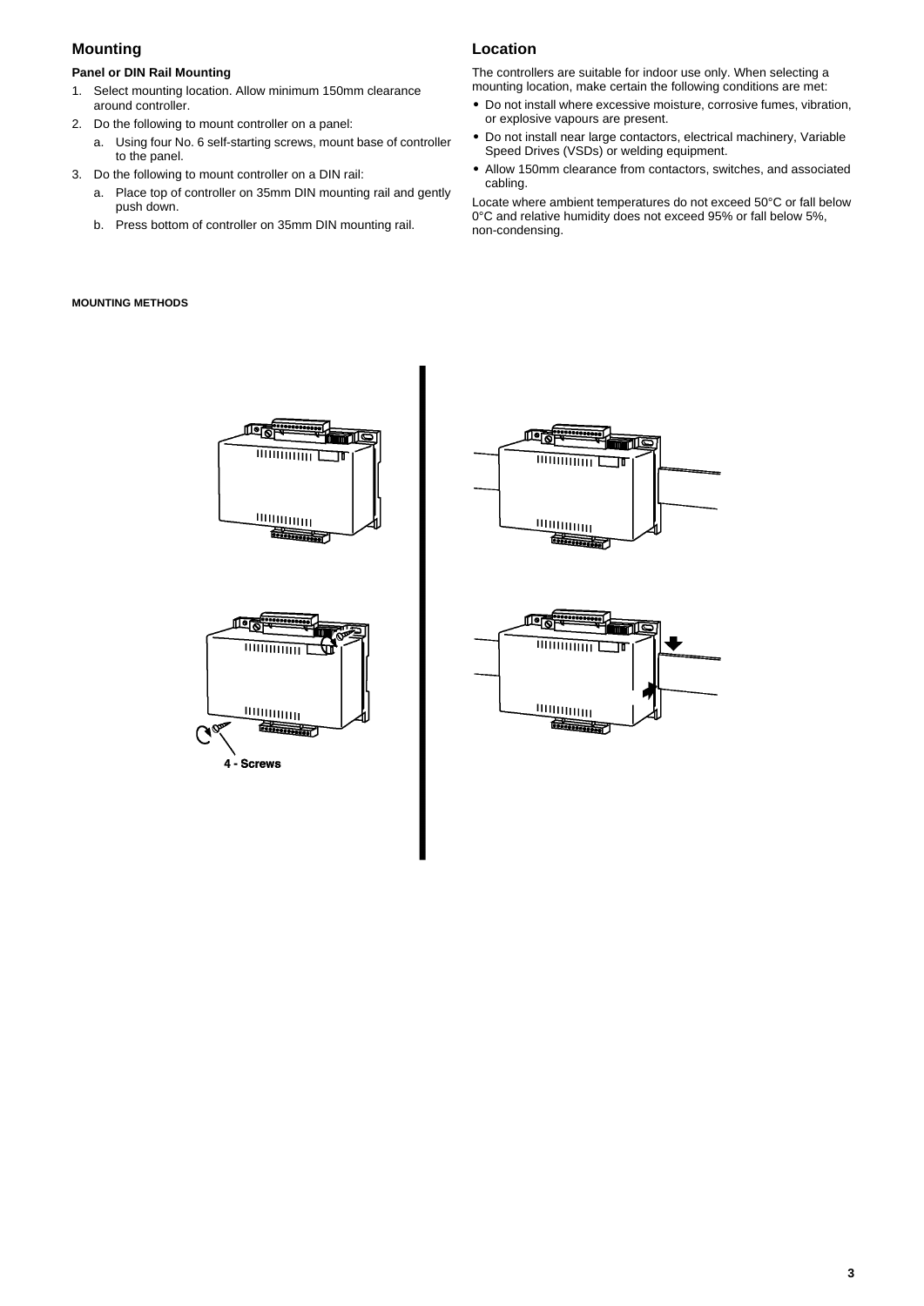## Mounting

### Panel or DIN Rail Mounting

1. Select mounting location. Allow minimum 150mm clearance around controller.
2. Do the following to mount controller on a panel:
   a. Using four No. 6 self-starting screws, mount base of controller to the panel.
3. Do the following to mount controller on a DIN rail:
   a. Place top of controller on 35mm DIN mounting rail and gently push down.
   b. Press bottom of controller on 35mm DIN mounting rail.

## Location

The controllers are suitable for indoor use only. When selecting a mounting location, make certain the following conditions are met:

- Do not install where excessive moisture, corrosive fumes, vibration, or explosive vapours are present.
- Do not install near large contactors, electrical machinery, Variable Speed Drives (VSDs) or welding equipment.
- Allow 150mm clearance from contactors, switches, and associated cabling.

Locate where ambient temperatures do not exceed 50°C or fall below 0°C and relative humidity does not exceed 95% or fall below 5%, non-condensing.

**MOUNTING METHODS**

4 - Screws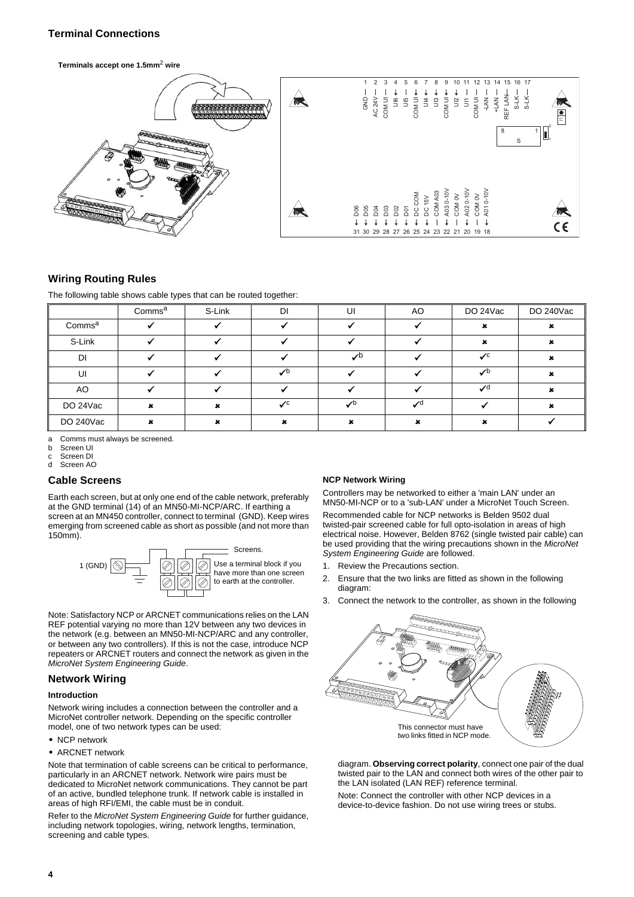## Terminal Connections

**Terminals accept one 1.5mm² wire**

## Wiring Routing Rules

The following table shows cable types that can be routed together:

| | Comms[a] | S-Link | DI | UI | AO | DO 24Vac | DO 240Vac |
|---|---|---|---|---|---|---|---|
| Comms[a] | ✔ | ✔ | ✔ | ✔ | ✔ | ✖ | ✖ |
| S-Link | ✔ | ✔ | ✔ | ✔ | ✔ | ✖ | ✖ |
| DI | ✔ | ✔ | ✔ | ✔[b] | ✔ | ✔[c] | ✖ |
| UI | ✔ | ✔ | ✔[b] | ✔ | ✔ | ✔[b] | ✖ |
| AO | ✔ | ✔ | ✔ | ✔ | ✔ | ✔[d] | ✖ |
| DO 24Vac | ✖ | ✖ | ✔[c] | ✔[b] | ✔[d] | ✔ | ✖ |
| DO 240Vac | ✖ | ✖ | ✖ | ✖ | ✖ | ✖ | ✔ |

a Comms must always be screened.
b Screen UI
c Screen DI
d Screen AO

## Cable Screens

Earth each screen, but at only one end of the cable network, preferably at the GND terminal (14) of an MN50-MI-NCP/ARC. If earthing a screen at an MN450 controller, connect to terminal (GND). Keep wires emerging from screened cable as short as possible (and not more than 150mm).

Note: Satisfactory NCP or ARCNET communications relies on the LAN REF potential varying no more than 12V between any two devices in the network (e.g. between an MN50-MI-NCP/ARC and any controller, or between any two controllers). If this is not the case, introduce NCP repeaters or ARCNET routers and connect the network as given in the *MicroNet System Engineering Guide*.

## Network Wiring

### Introduction

Network wiring includes a connection between the controller and a MicroNet controller network. Depending on the specific controller model, one of two network types can be used:

- NCP network
- ARCNET network

Note that termination of cable screens can be critical to performance, particularly in an ARCNET network. Network wire pairs must be dedicated to MicroNet network communications. They cannot be part of an active, bundled telephone trunk. If network cable is installed in areas of high RFI/EMI, the cable must be in conduit.

Refer to the *MicroNet System Engineering Guide* for further guidance, including network topologies, wiring, network lengths, termination, screening and cable types.

### NCP Network Wiring

Controllers may be networked to either a 'main LAN' under an MN50-MI-NCP or to a 'sub-LAN' under a MicroNet Touch Screen.

Recommended cable for NCP networks is Belden 9502 dual twisted-pair screened cable for full opto-isolation in areas of high electrical noise. However, Belden 8762 (single twisted pair cable) can be used providing that the wiring precautions shown in the *MicroNet System Engineering Guide* are followed.

1. Review the Precautions section.
2. Ensure that the two links are fitted as shown in the following diagram:
3. Connect the network to the controller, as shown in the following diagram. **Observing correct polarity**, connect one pair of the dual twisted pair to the LAN and connect both wires of the other pair to the LAN isolated (LAN REF) reference terminal.

Note: Connect the controller with other NCP devices in a device-to-device fashion. Do not use wiring trees or stubs.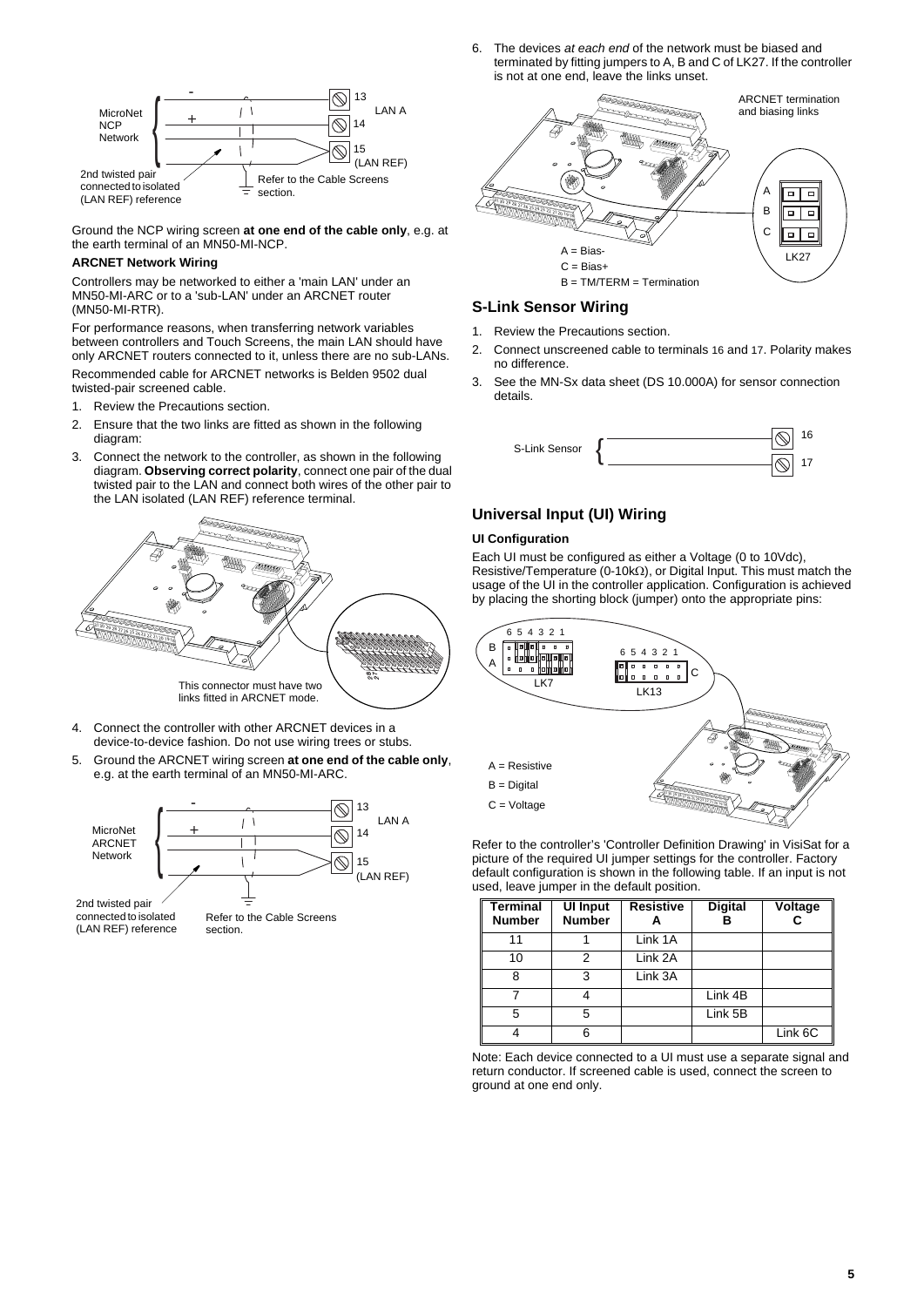Ground the NCP wiring screen **at one end of the cable only**, e.g. at the earth terminal of an MN50-MI-NCP.

**ARCNET Network Wiring**

Controllers may be networked to either a 'main LAN' under an MN50-MI-ARC or to a 'sub-LAN' under an ARCNET router (MN50-MI-RTR).

For performance reasons, when transferring network variables between controllers and Touch Screens, the main LAN should have only ARCNET routers connected to it, unless there are no sub-LANs.

Recommended cable for ARCNET networks is Belden 9502 dual twisted-pair screened cable.

1. Review the Precautions section.
2. Ensure that the two links are fitted as shown in the following diagram:
3. Connect the network to the controller, as shown in the following diagram. **Observing correct polarity**, connect one pair of the dual twisted pair to the LAN and connect both wires of the other pair to the LAN isolated (LAN REF) reference terminal.

This connector must have two links fitted in ARCNET mode.

4. Connect the controller with other ARCNET devices in a device-to-device fashion. Do not use wiring trees or stubs.
5. Ground the ARCNET wiring screen **at one end of the cable only**, e.g. at the earth terminal of an MN50-MI-ARC.
6. The devices *at each end* of the network must be biased and terminated by fitting jumpers to A, B and C of LK27. If the controller is not at one end, leave the links unset.

A = Bias-
C = Bias+
B = TM/TERM = Termination

## S-Link Sensor Wiring

1. Review the Precautions section.
2. Connect unscreened cable to terminals 16 and 17. Polarity makes no difference.
3. See the MN-Sx data sheet (DS 10.000A) for sensor connection details.

## Universal Input (UI) Wiring

**UI Configuration**

Each UI must be configured as either a Voltage (0 to 10Vdc), Resistive/Temperature (0-10kΩ), or Digital Input. This must match the usage of the UI in the controller application. Configuration is achieved by placing the shorting block (jumper) onto the appropriate pins:

A = Resistive
B = Digital
C = Voltage

Refer to the controller's 'Controller Definition Drawing' in VisiSat for a picture of the required UI jumper settings for the controller. Factory default configuration is shown in the following table. If an input is not used, leave jumper in the default position.

| Terminal Number | UI Input Number | Resistive A | Digital B | Voltage C |
|---|---|---|---|---|
| 11 | 1 | Link 1A | | |
| 10 | 2 | Link 2A | | |
| 8 | 3 | Link 3A | | |
| 7 | 4 | | Link 4B | |
| 5 | 5 | | Link 5B | |
| 4 | 6 | | | Link 6C |

Note: Each device connected to a UI must use a separate signal and return conductor. If screened cable is used, connect the screen to ground at one end only.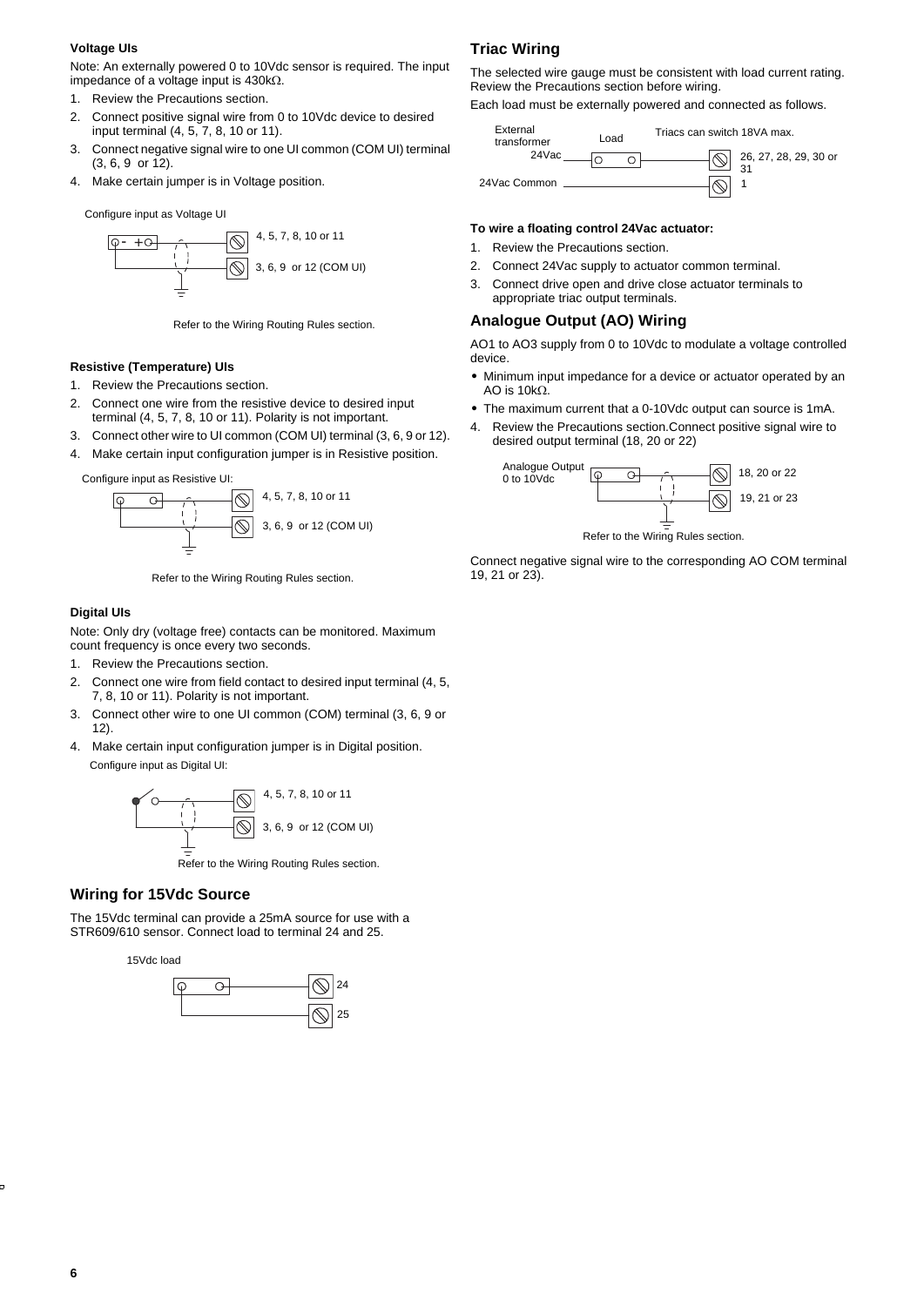### Voltage UIs

Note: An externally powered 0 to 10Vdc sensor is required. The input impedance of a voltage input is 430kΩ.

1. Review the Precautions section.
2. Connect positive signal wire from 0 to 10Vdc device to desired input terminal (4, 5, 7, 8, 10 or 11).
3. Connect negative signal wire to one UI common (COM UI) terminal (3, 6, 9 or 12).
4. Make certain jumper is in Voltage position.

Configure input as Voltage UI

4, 5, 7, 8, 10 or 11

3, 6, 9 or 12 (COM UI)

Refer to the Wiring Routing Rules section.

### Resistive (Temperature) UIs

1. Review the Precautions section.
2. Connect one wire from the resistive device to desired input terminal (4, 5, 7, 8, 10 or 11). Polarity is not important.
3. Connect other wire to UI common (COM UI) terminal (3, 6, 9 or 12).
4. Make certain input configuration jumper is in Resistive position.

Configure input as Resistive UI:

4, 5, 7, 8, 10 or 11

3, 6, 9 or 12 (COM UI)

Refer to the Wiring Routing Rules section.

### Digital UIs

Note: Only dry (voltage free) contacts can be monitored. Maximum count frequency is once every two seconds.

1. Review the Precautions section.
2. Connect one wire from field contact to desired input terminal (4, 5, 7, 8, 10 or 11). Polarity is not important.
3. Connect other wire to one UI common (COM) terminal (3, 6, 9 or 12).
4. Make certain input configuration jumper is in Digital position.

Configure input as Digital UI:

4, 5, 7, 8, 10 or 11

3, 6, 9 or 12 (COM UI)

Refer to the Wiring Routing Rules section.

## Wiring for 15Vdc Source

The 15Vdc terminal can provide a 25mA source for use with a STR609/610 sensor. Connect load to terminal 24 and 25.

15Vdc load

24

25

## Triac Wiring

The selected wire gauge must be consistent with load current rating. Review the Precautions section before wiring.

Each load must be externally powered and connected as follows.

External transformer 24Vac — Load — Triacs can switch 18VA max. — 26, 27, 28, 29, 30 or 31

24Vac Common — 1

**To wire a floating control 24Vac actuator:**

1. Review the Precautions section.
2. Connect 24Vac supply to actuator common terminal.
3. Connect drive open and drive close actuator terminals to appropriate triac output terminals.

## Analogue Output (AO) Wiring

AO1 to AO3 supply from 0 to 10Vdc to modulate a voltage controlled device.

- Minimum input impedance for a device or actuator operated by an AO is 10kΩ.
- The maximum current that a 0-10Vdc output can source is 1mA.

4. Review the Precautions section.Connect positive signal wire to desired output terminal (18, 20 or 22)

Analogue Output 0 to 10Vdc

18, 20 or 22

19, 21 or 23

Refer to the Wiring Rules section.

Connect negative signal wire to the corresponding AO COM terminal 19, 21 or 23).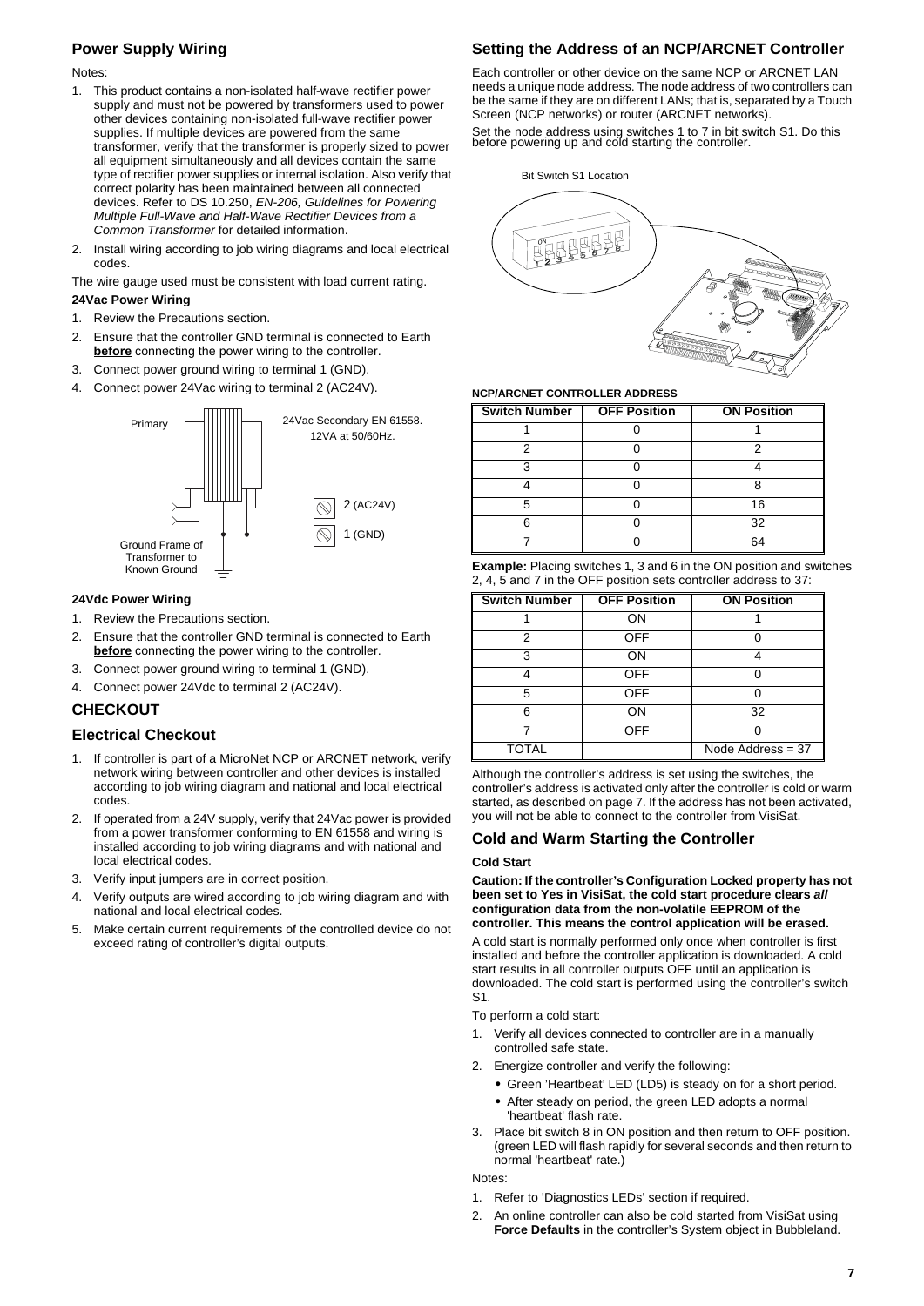## Power Supply Wiring

Notes:

1. This product contains a non-isolated half-wave rectifier power supply and must not be powered by transformers used to power other devices containing non-isolated full-wave rectifier power supplies. If multiple devices are powered from the same transformer, verify that the transformer is properly sized to power all equipment simultaneously and all devices contain the same type of rectifier power supplies or internal isolation. Also verify that correct polarity has been maintained between all connected devices. Refer to DS 10.250, *EN-206, Guidelines for Powering Multiple Full-Wave and Half-Wave Rectifier Devices from a Common Transformer* for detailed information.
2. Install wiring according to job wiring diagrams and local electrical codes.

The wire gauge used must be consistent with load current rating.

**24Vac Power Wiring**

1. Review the Precautions section.
2. Ensure that the controller GND terminal is connected to Earth **before** connecting the power wiring to the controller.
3. Connect power ground wiring to terminal 1 (GND).
4. Connect power 24Vac wiring to terminal 2 (AC24V).

Primary

24Vac Secondary EN 61558. 12VA at 50/60Hz.

2 (AC24V)

1 (GND)

Ground Frame of Transformer to Known Ground

**24Vdc Power Wiring**

1. Review the Precautions section.
2. Ensure that the controller GND terminal is connected to Earth **before** connecting the power wiring to the controller.
3. Connect power ground wiring to terminal 1 (GND).
4. Connect power 24Vdc to terminal 2 (AC24V).

## CHECKOUT

### Electrical Checkout

1. If controller is part of a MicroNet NCP or ARCNET network, verify network wiring between controller and other devices is installed according to job wiring diagram and national and local electrical codes.
2. If operated from a 24V supply, verify that 24Vac power is provided from a power transformer conforming to EN 61558 and wiring is installed according to job wiring diagrams and with national and local electrical codes.
3. Verify input jumpers are in correct position.
4. Verify outputs are wired according to job wiring diagram and with national and local electrical codes.
5. Make certain current requirements of the controlled device do not exceed rating of controller's digital outputs.

## Setting the Address of an NCP/ARCNET Controller

Each controller or other device on the same NCP or ARCNET LAN needs a unique node address. The node address of two controllers can be the same if they are on different LANs; that is, separated by a Touch Screen (NCP networks) or router (ARCNET networks).

Set the node address using switches 1 to 7 in bit switch S1. Do this before powering up and cold starting the controller.

Bit Switch S1 Location

**NCP/ARCNET CONTROLLER ADDRESS**

| Switch Number | OFF Position | ON Position |
|---|---|---|
| 1 | 0 | 1 |
| 2 | 0 | 2 |
| 3 | 0 | 4 |
| 4 | 0 | 8 |
| 5 | 0 | 16 |
| 6 | 0 | 32 |
| 7 | 0 | 64 |

**Example:** Placing switches 1, 3 and 6 in the ON position and switches 2, 4, 5 and 7 in the OFF position sets controller address to 37:

| Switch Number | OFF Position | ON Position |
|---|---|---|
| 1 | ON | 1 |
| 2 | OFF | 0 |
| 3 | ON | 4 |
| 4 | OFF | 0 |
| 5 | OFF | 0 |
| 6 | ON | 32 |
| 7 | OFF | 0 |
| TOTAL | | Node Address = 37 |

Although the controller's address is set using the switches, the controller's address is activated only after the controller is cold or warm started, as described on page 7. If the address has not been activated, you will not be able to connect to the controller from VisiSat.

### Cold and Warm Starting the Controller

**Cold Start**

**Caution: If the controller's Configuration Locked property has not been set to Yes in VisiSat, the cold start procedure clears *all* configuration data from the non-volatile EEPROM of the controller. This means the control application will be erased.**

A cold start is normally performed only once when controller is first installed and before the controller application is downloaded. A cold start results in all controller outputs OFF until an application is downloaded. The cold start is performed using the controller's switch S1.

To perform a cold start:

1. Verify all devices connected to controller are in a manually controlled safe state.
2. Energize controller and verify the following:
   - Green 'Heartbeat' LED (LD5) is steady on for a short period.
   - After steady on period, the green LED adopts a normal 'heartbeat' flash rate.
3. Place bit switch 8 in ON position and then return to OFF position. (green LED will flash rapidly for several seconds and then return to normal 'heartbeat' rate.)

Notes:

1. Refer to 'Diagnostics LEDs' section if required.
2. An online controller can also be cold started from VisiSat using **Force Defaults** in the controller's System object in Bubbleland.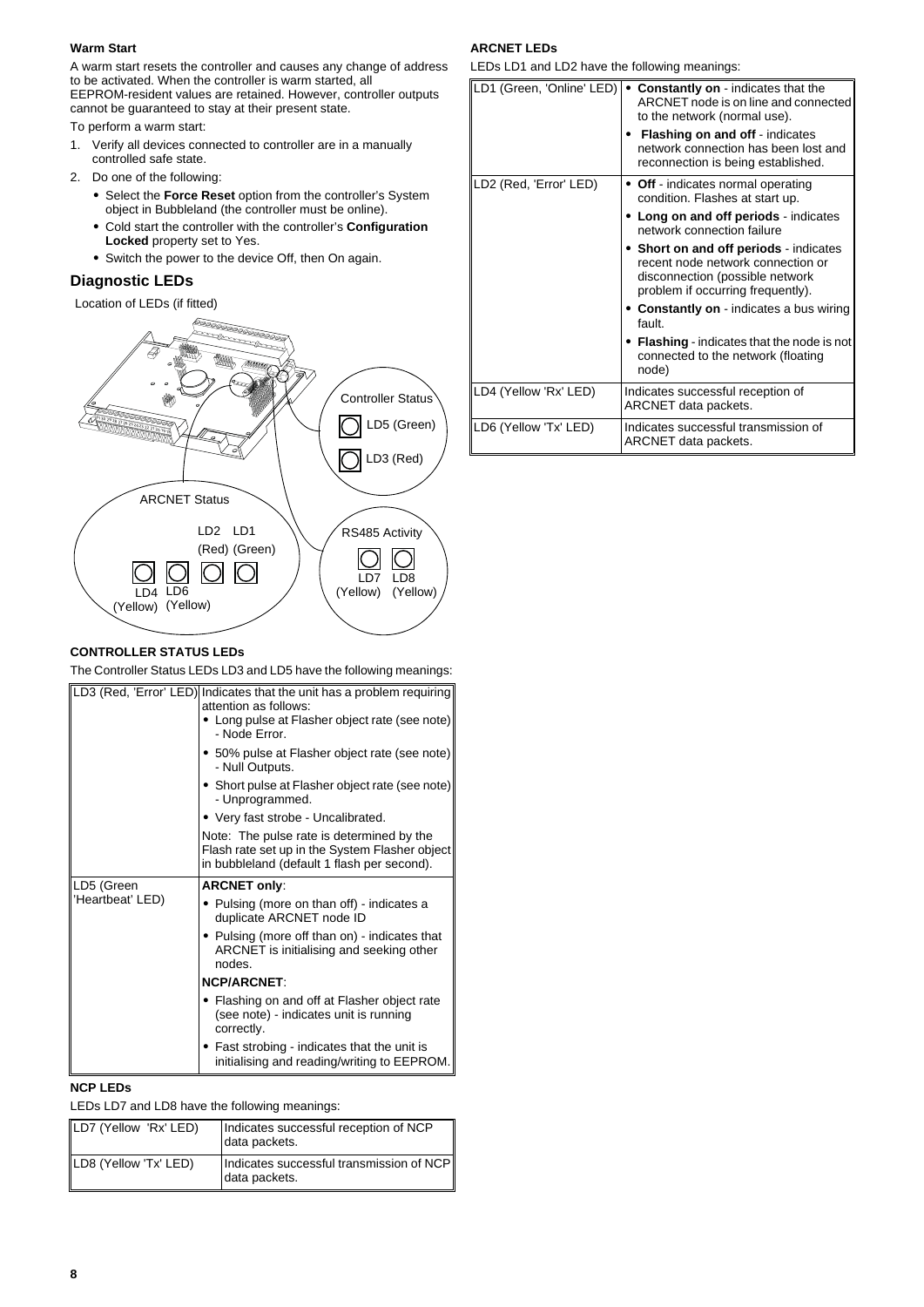**Warm Start**

A warm start resets the controller and causes any change of address to be activated. When the controller is warm started, all EEPROM-resident values are retained. However, controller outputs cannot be guaranteed to stay at their present state.

To perform a warm start:

1. Verify all devices connected to controller are in a manually controlled safe state.
2. Do one of the following:
   - Select the **Force Reset** option from the controller's System object in Bubbleland (the controller must be online).
   - Cold start the controller with the controller's **Configuration Locked** property set to Yes.
   - Switch the power to the device Off, then On again.

## Diagnostic LEDs

Location of LEDs (if fitted)

**CONTROLLER STATUS LEDs**

The Controller Status LEDs LD3 and LD5 have the following meanings:

| | |
|---|---|
| LD3 (Red, 'Error' LED) | Indicates that the unit has a problem requiring attention as follows:<br>• Long pulse at Flasher object rate (see note) - Node Error.<br>• 50% pulse at Flasher object rate (see note) - Null Outputs.<br>• Short pulse at Flasher object rate (see note) - Unprogrammed.<br>• Very fast strobe - Uncalibrated.<br>Note: The pulse rate is determined by the Flash rate set up in the System Flasher object in bubbleland (default 1 flash per second). |
| LD5 (Green 'Heartbeat' LED) | **ARCNET only**:<br>• Pulsing (more on than off) - indicates a duplicate ARCNET node ID<br>• Pulsing (more off than on) - indicates that ARCNET is initialising and seeking other nodes.<br>**NCP/ARCNET**:<br>• Flashing on and off at Flasher object rate (see note) - indicates unit is running correctly.<br>• Fast strobing - indicates that the unit is initialising and reading/writing to EEPROM. |

**NCP LEDs**

LEDs LD7 and LD8 have the following meanings:

| | |
|---|---|
| LD7 (Yellow 'Rx' LED) | Indicates successful reception of NCP data packets. |
| LD8 (Yellow 'Tx' LED) | Indicates successful transmission of NCP data packets. |

**ARCNET LEDs**

LEDs LD1 and LD2 have the following meanings:

| | |
|---|---|
| LD1 (Green, 'Online' LED) | • **Constantly on** - indicates that the ARCNET node is on line and connected to the network (normal use).<br>• **Flashing on and off** - indicates network connection has been lost and reconnection is being established. |
| LD2 (Red, 'Error' LED) | • **Off** - indicates normal operating condition. Flashes at start up.<br>• **Long on and off periods** - indicates network connection failure<br>• **Short on and off periods** - indicates recent node network connection or disconnection (possible network problem if occurring frequently).<br>• **Constantly on** - indicates a bus wiring fault.<br>• **Flashing** - indicates that the node is not connected to the network (floating node) |
| LD4 (Yellow 'Rx' LED) | Indicates successful reception of ARCNET data packets. |
| LD6 (Yellow 'Tx' LED) | Indicates successful transmission of ARCNET data packets. |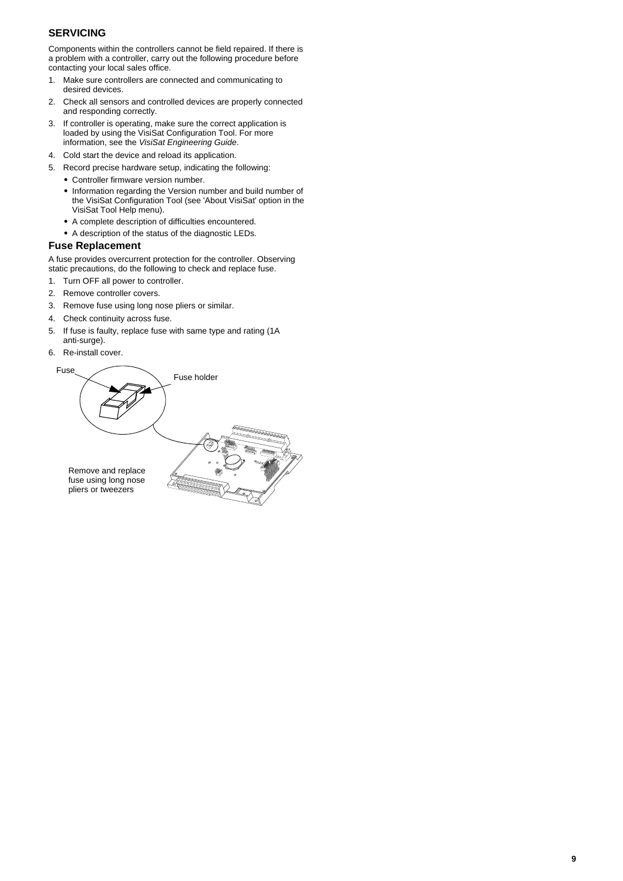## SERVICING

Components within the controllers cannot be field repaired. If there is a problem with a controller, carry out the following procedure before contacting your local sales office.

1. Make sure controllers are connected and communicating to desired devices.
2. Check all sensors and controlled devices are properly connected and responding correctly.
3. If controller is operating, make sure the correct application is loaded by using the VisiSat Configuration Tool. For more information, see the *VisiSat Engineering Guide*.
4. Cold start the device and reload its application.
5. Record precise hardware setup, indicating the following:
   - Controller firmware version number.
   - Information regarding the Version number and build number of the VisiSat Configuration Tool (see 'About VisiSat' option in the VisiSat Tool Help menu).
   - A complete description of difficulties encountered.
   - A description of the status of the diagnostic LEDs.

### Fuse Replacement

A fuse provides overcurrent protection for the controller. Observing static precautions, do the following to check and replace fuse.

1. Turn OFF all power to controller.
2. Remove controller covers.
3. Remove fuse using long nose pliers or similar.
4. Check continuity across fuse.
5. If fuse is faulty, replace fuse with same type and rating (1A anti-surge).
6. Re-install cover.

Fuse

Fuse holder

Remove and replace fuse using long nose pliers or tweezers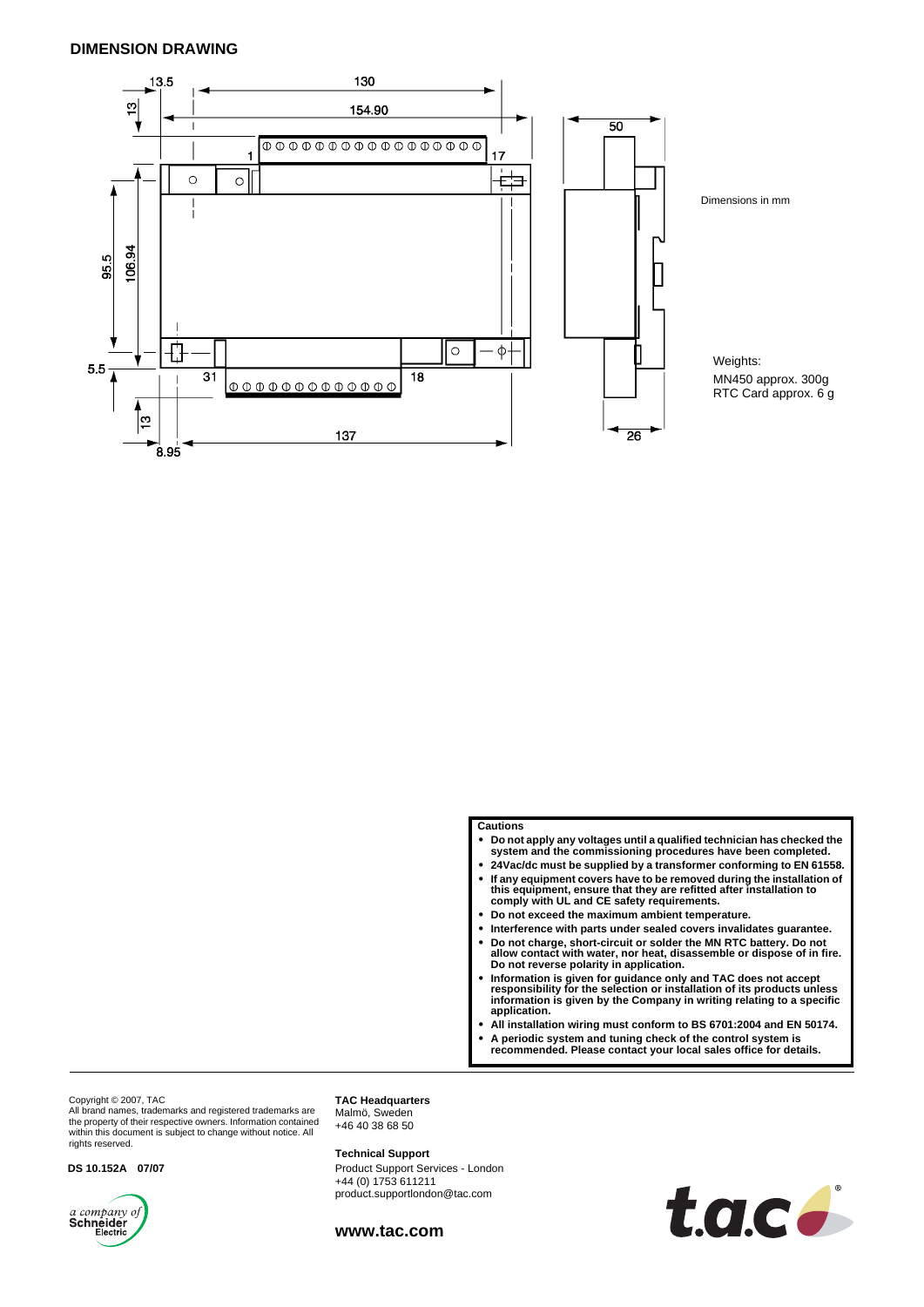## DIMENSION DRAWING

13.5
130
154.90
13
1
17
50
95.5
106.94
5.5
31
18
13
8.95
137
26

Dimensions in mm

Weights:
MN450 approx. 300g
RTC Card approx. 6 g

**Cautions**

- **Do not apply any voltages until a qualified technician has checked the system and the commissioning procedures have been completed.**
- **24Vac/dc must be supplied by a transformer conforming to EN 61558.**
- **If any equipment covers have to be removed during the installation of this equipment, ensure that they are refitted after installation to comply with UL and CE safety requirements.**
- **Do not exceed the maximum ambient temperature.**
- **Interference with parts under sealed covers invalidates guarantee.**
- **Do not charge, short-circuit or solder the MN RTC battery. Do not allow contact with water, nor heat, disassemble or dispose of in fire. Do not reverse polarity in application.**
- **Information is given for guidance only and TAC does not accept responsibility for the selection or installation of its products unless information is given by the Company in writing relating to a specific application.**
- **All installation wiring must conform to BS 6701:2004 and EN 50174.**
- **A periodic system and tuning check of the control system is recommended. Please contact your local sales office for details.**

Copyright © 2007, TAC
All brand names, trademarks and registered trademarks are the property of their respective owners. Information contained within this document is subject to change without notice. All rights reserved.

**DS 10.152A 07/07**

a company of Schneider Electric

**TAC Headquarters**
Malmö, Sweden
+46 40 38 68 50

**Technical Support**
Product Support Services - London
+44 (0) 1753 611211
product.supportlondon@tac.com

**www.tac.com**

t.a.c®